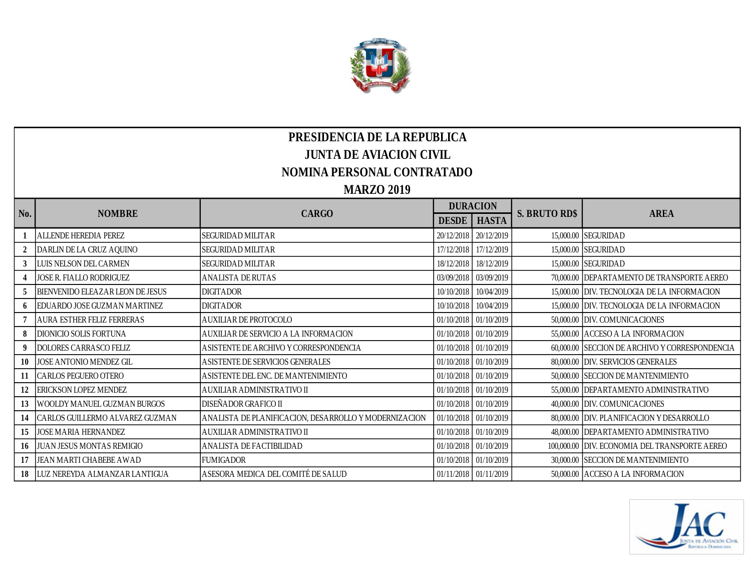# PRESIDENCIA DE LA REPUBLICA
## JUNTA DE AVIACION CIVIL
## NOMINA PERSONAL CONTRATADO
## MARZO 2019

| No. | NOMBRE | CARGO | DURACION | | S. BRUTO RD$ | AREA |
|---|---|---|---|---|---|---|
| | | | DESDE | HASTA | | |
| 1 | ALLENDE HEREDIA PEREZ | SEGURIDAD MILITAR | 20/12/2018 | 20/12/2019 | 15,000.00 | SEGURIDAD |
| 2 | DARLIN DE LA CRUZ AQUINO | SEGURIDAD MILITAR | 17/12/2018 | 17/12/2019 | 15,000.00 | SEGURIDAD |
| 3 | LUIS NELSON DEL CARMEN | SEGURIDAD MILITAR | 18/12/2018 | 18/12/2019 | 15,000.00 | SEGURIDAD |
| 4 | JOSE R. FIALLO RODRIGUEZ | ANALISTA DE RUTAS | 03/09/2018 | 03/09/2019 | 70,000.00 | DEPARTAMENTO DE TRANSPORTE AEREO |
| 5 | BIENVENIDO ELEAZAR LEON DE JESUS | DIGITADOR | 10/10/2018 | 10/04/2019 | 15,000.00 | DIV. TECNOLOGIA DE LA INFORMACION |
| 6 | EDUARDO JOSE GUZMAN MARTINEZ | DIGITADOR | 10/10/2018 | 10/04/2019 | 15,000.00 | DIV. TECNOLOGIA DE LA INFORMACION |
| 7 | AURA ESTHER FELIZ FERRERAS | AUXILIAR DE PROTOCOLO | 01/10/2018 | 01/10/2019 | 50,000.00 | DIV. COMUNICACIONES |
| 8 | DIONICIO SOLIS FORTUNA | AUXILIAR DE SERVICIO A LA INFORMACION | 01/10/2018 | 01/10/2019 | 55,000.00 | ACCESO A LA INFORMACION |
| 9 | DOLORES CARRASCO FELIZ | ASISTENTE DE ARCHIVO Y CORRESPONDENCIA | 01/10/2018 | 01/10/2019 | 60,000.00 | SECCION DE ARCHIVO Y CORRESPONDENCIA |
| 10 | JOSE ANTONIO MENDEZ GIL | ASISTENTE DE SERVICIOS GENERALES | 01/10/2018 | 01/10/2019 | 80,000.00 | DIV. SERVICIOS GENERALES |
| 11 | CARLOS PEGUERO OTERO | ASISTENTE DEL ENC. DE MANTENIMIENTO | 01/10/2018 | 01/10/2019 | 50,000.00 | SECCION DE MANTENIMIENTO |
| 12 | ERICKSON LOPEZ MENDEZ | AUXILIAR ADMINISTRATIVO II | 01/10/2018 | 01/10/2019 | 55,000.00 | DEPARTAMENTO ADMINISTRATIVO |
| 13 | WOOLDY MANUEL GUZMAN BURGOS | DISEÑADOR GRAFICO II | 01/10/2018 | 01/10/2019 | 40,000.00 | DIV. COMUNICACIONES |
| 14 | CARLOS GUILLERMO ALVAREZ GUZMAN | ANALISTA DE PLANIFICACION, DESARROLLO Y MODERNIZACION | 01/10/2018 | 01/10/2019 | 80,000.00 | DIV. PLANIFICACION Y DESARROLLO |
| 15 | JOSE MARIA HERNANDEZ | AUXILIAR ADMINISTRATIVO II | 01/10/2018 | 01/10/2019 | 48,000.00 | DEPARTAMENTO ADMINISTRATIVO |
| 16 | JUAN JESUS MONTAS REMIGIO | ANALISTA DE FACTIBILIDAD | 01/10/2018 | 01/10/2019 | 100,000.00 | DIV. ECONOMIA DEL TRANSPORTE AEREO |
| 17 | JEAN MARTI CHABEBE AWAD | FUMIGADOR | 01/10/2018 | 01/10/2019 | 30,000.00 | SECCION DE MANTENIMIENTO |
| 18 | LUZ NEREYDA ALMANZAR LANTIGUA | ASESORA MEDICA DEL COMITÉ DE SALUD | 01/11/2018 | 01/11/2019 | 50,000.00 | ACCESO A LA INFORMACION |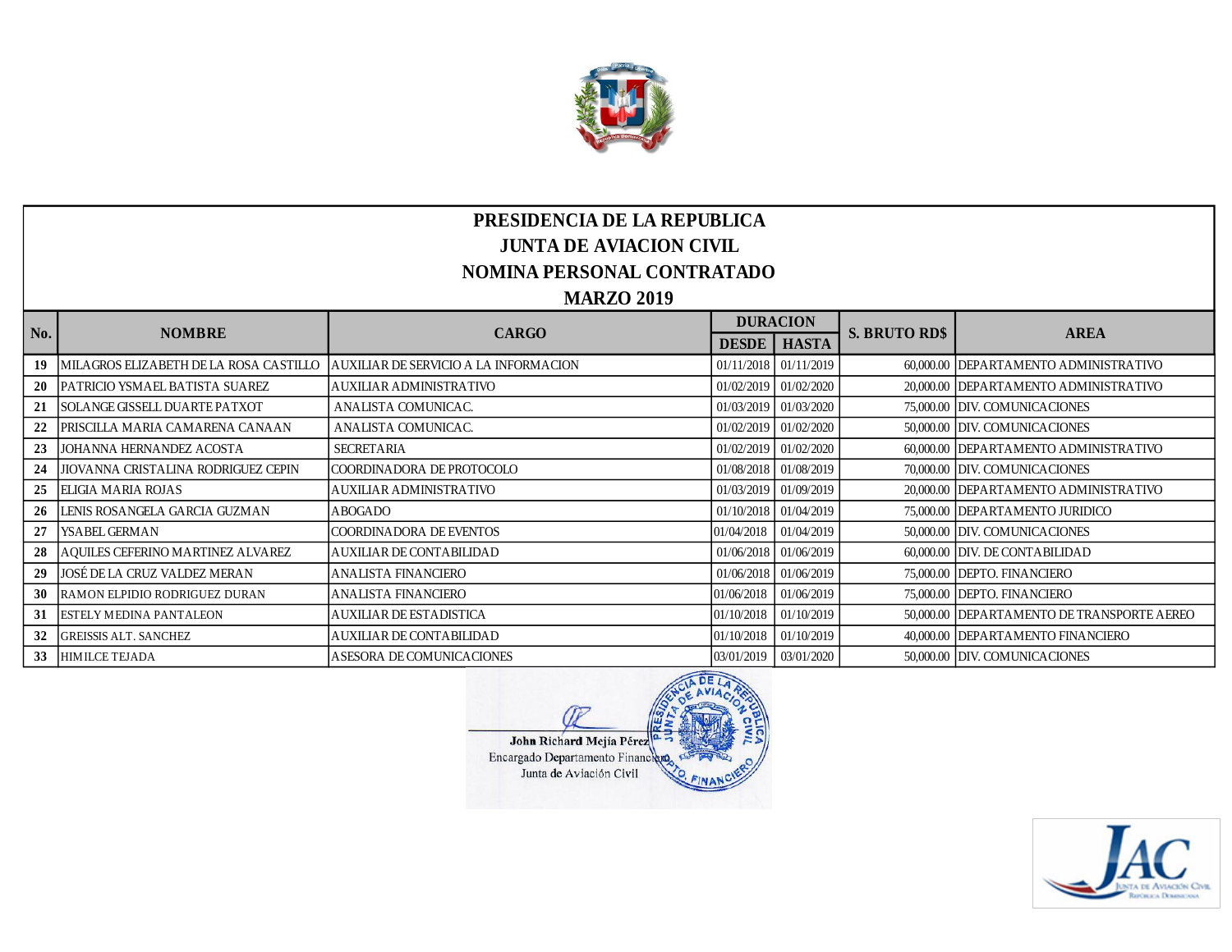# PRESIDENCIA DE LA REPUBLICA
## JUNTA DE AVIACION CIVIL
## NOMINA PERSONAL CONTRATADO
## MARZO 2019

| No. | NOMBRE | CARGO | DURACION | | S. BRUTO RD$ | AREA |
|---|---|---|---|---|---|---|
| | | | DESDE | HASTA | | |
| 19 | MILAGROS ELIZABETH DE LA ROSA CASTILLO | AUXILIAR DE SERVICIO A LA INFORMACION | 01/11/2018 | 01/11/2019 | 60,000.00 | DEPARTAMENTO ADMINISTRATIVO |
| 20 | PATRICIO YSMAEL BATISTA SUAREZ | AUXILIAR ADMINISTRATIVO | 01/02/2019 | 01/02/2020 | 20,000.00 | DEPARTAMENTO ADMINISTRATIVO |
| 21 | SOLANGE GISSELL DUARTE PATXOT | ANALISTA COMUNICAC. | 01/03/2019 | 01/03/2020 | 75,000.00 | DIV. COMUNICACIONES |
| 22 | PRISCILLA MARIA CAMARENA CANAAN | ANALISTA COMUNICAC. | 01/02/2019 | 01/02/2020 | 50,000.00 | DIV. COMUNICACIONES |
| 23 | JOHANNA HERNANDEZ ACOSTA | SECRETARIA | 01/02/2019 | 01/02/2020 | 60,000.00 | DEPARTAMENTO ADMINISTRATIVO |
| 24 | JIOVANNA CRISTALINA RODRIGUEZ CEPIN | COORDINADORA DE PROTOCOLO | 01/08/2018 | 01/08/2019 | 70,000.00 | DIV. COMUNICACIONES |
| 25 | ELIGIA MARIA ROJAS | AUXILIAR ADMINISTRATIVO | 01/03/2019 | 01/09/2019 | 20,000.00 | DEPARTAMENTO ADMINISTRATIVO |
| 26 | LENIS ROSANGELA GARCIA GUZMAN | ABOGADO | 01/10/2018 | 01/04/2019 | 75,000.00 | DEPARTAMENTO JURIDICO |
| 27 | YSABEL GERMAN | COORDINADORA DE EVENTOS | 01/04/2018 | 01/04/2019 | 50,000.00 | DIV. COMUNICACIONES |
| 28 | AQUILES CEFERINO MARTINEZ ALVAREZ | AUXILIAR DE CONTABILIDAD | 01/06/2018 | 01/06/2019 | 60,000.00 | DIV. DE CONTABILIDAD |
| 29 | JOSÉ DE LA CRUZ VALDEZ MERAN | ANALISTA FINANCIERO | 01/06/2018 | 01/06/2019 | 75,000.00 | DEPTO. FINANCIERO |
| 30 | RAMON ELPIDIO RODRIGUEZ DURAN | ANALISTA FINANCIERO | 01/06/2018 | 01/06/2019 | 75,000.00 | DEPTO. FINANCIERO |
| 31 | ESTELY MEDINA PANTALEON | AUXILIAR DE ESTADISTICA | 01/10/2018 | 01/10/2019 | 50,000.00 | DEPARTAMENTO DE TRANSPORTE AEREO |
| 32 | GREISSIS ALT. SANCHEZ | AUXILIAR DE CONTABILIDAD | 01/10/2018 | 01/10/2019 | 40,000.00 | DEPARTAMENTO FINANCIERO |
| 33 | HIMILCE TEJADA | ASESORA DE COMUNICACIONES | 03/01/2019 | 03/01/2020 | 50,000.00 | DIV. COMUNICACIONES |

**John Richard Mejía Pérez**
Encargado Departamento Financiero
Junta de Aviación Civil

PRESIDENCIA DE LA REPUBLICA JUNTA DE AVIACION CIVIL DPTO. FINANCIERO